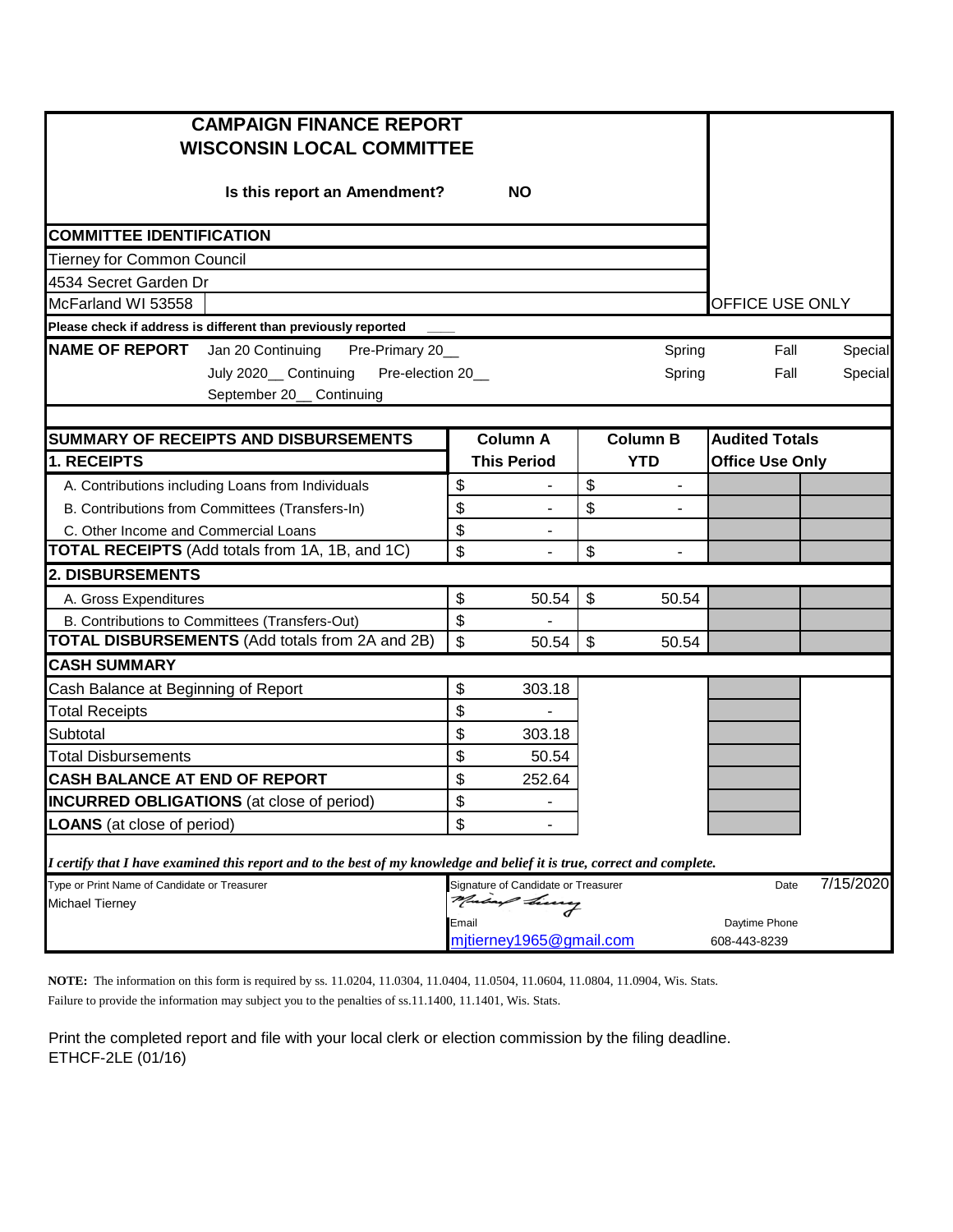# CAMPAIGN FINANCE REPORT
# WISCONSIN LOCAL COMMITTEE

**Is this report an Amendment?** **NO**

OFFICE USE ONLY

## COMMITTEE IDENTIFICATION

Tierney for Common Council
4534 Secret Garden Dr
McFarland WI 53558

**Please check if address is different than previously reported** ____

**NAME OF REPORT**

| | | | | |
|---|---|---|---|---|
| Jan 20 Continuing | Pre-Primary 20__ | Spring | Fall | Special |
| July 2020__ Continuing | Pre-election 20__ | Spring | Fall | Special |
| September 20__ Continuing | | | | |

| SUMMARY OF RECEIPTS AND DISBURSEMENTS | Column A This Period | Column B YTD | Audited Totals Office Use Only | |
|---|---|---|---|---|
| **1. RECEIPTS** | | | | |
| A. Contributions including Loans from Individuals | $ - | $ - | | |
| B. Contributions from Committees (Transfers-In) | $ - | $ - | | |
| C. Other Income and Commercial Loans | $ - | | | |
| **TOTAL RECEIPTS** (Add totals from 1A, 1B, and 1C) | $ - | $ - | | |
| **2. DISBURSEMENTS** | | | | |
| A. Gross Expenditures | $ 50.54 | $ 50.54 | | |
| B. Contributions to Committees (Transfers-Out) | $ - | | | |
| **TOTAL DISBURSEMENTS** (Add totals from 2A and 2B) | $ 50.54 | $ 50.54 | | |
| **CASH SUMMARY** | | | | |
| Cash Balance at Beginning of Report | $ 303.18 | | | |
| Total Receipts | $ - | | | |
| Subtotal | $ 303.18 | | | |
| Total Disbursements | $ 50.54 | | | |
| **CASH BALANCE AT END OF REPORT** | $ 252.64 | | | |
| **INCURRED OBLIGATIONS** (at close of period) | $ - | | | |
| **LOANS** (at close of period) | $ - | | | |

***I certify that I have examined this report and to the best of my knowledge and belief it is true, correct and complete.***

| Type or Print Name of Candidate or Treasurer | Signature of Candidate or Treasurer | Date |
|---|---|---|
| Michael Tierney | Michael Tierney | 7/15/2020 |
| | Email | Daytime Phone |
| | mjtierney1965@gmail.com | 608-443-8239 |

**NOTE:** The information on this form is required by ss. 11.0204, 11.0304, 11.0404, 11.0504, 11.0604, 11.0804, 11.0904, Wis. Stats. Failure to provide the information may subject you to the penalties of ss.11.1400, 11.1401, Wis. Stats.

Print the completed report and file with your local clerk or election commission by the filing deadline.
ETHCF-2LE (01/16)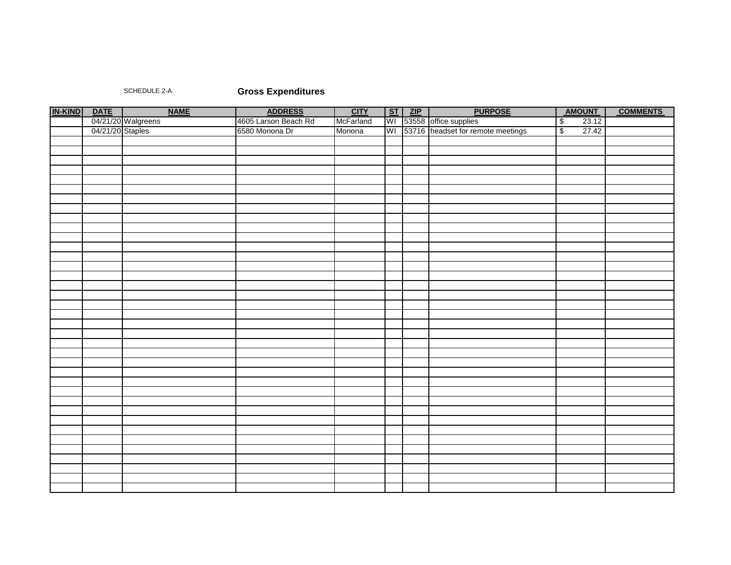SCHEDULE 2-A

## Gross Expenditures

| IN-KIND | DATE | NAME | ADDRESS | CITY | ST | ZIP | PURPOSE | AMOUNT | COMMENTS |
|---|---|---|---|---|---|---|---|---|---|
| | 04/21/20 | Walgreens | 4605 Larson Beach Rd | McFarland | WI | 53558 | office supplies | $ 23.12 | |
| | 04/21/20 | Staples | 6580 Monona Dr | Monona | WI | 53716 | headset for remote meetings | $ 27.42 | |